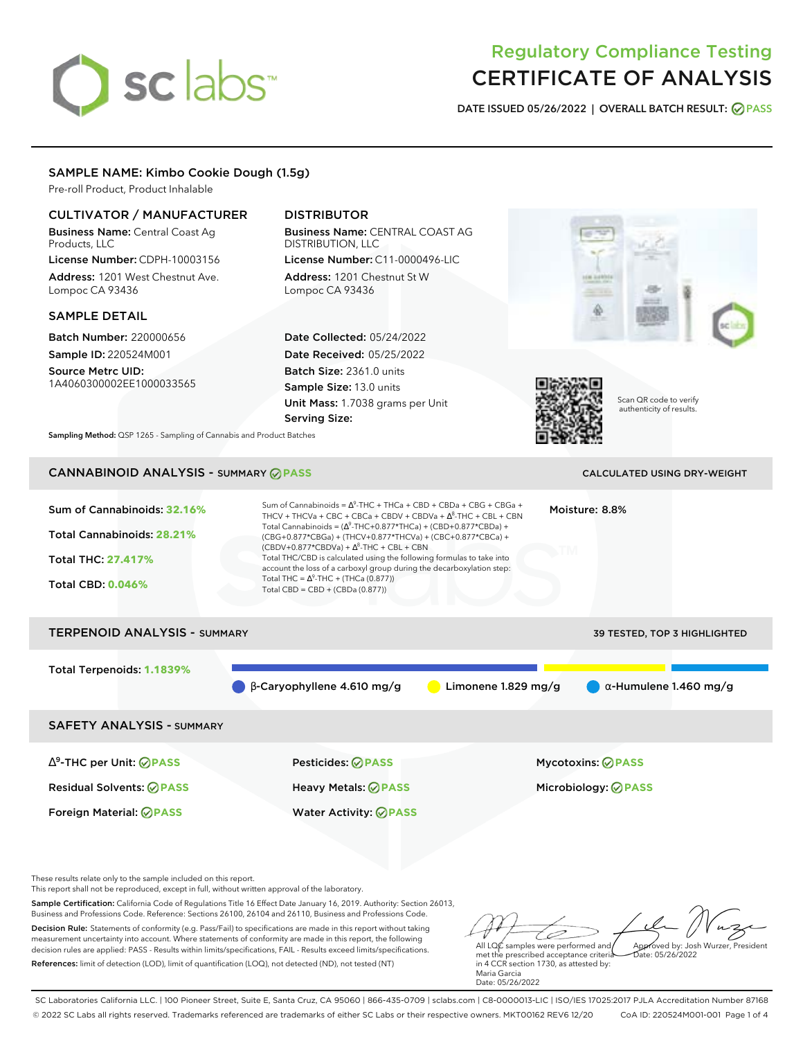# Regulatory Compliance Testing
# CERTIFICATE OF ANALYSIS

**DATE ISSUED 05/26/2022 | OVERALL BATCH RESULT: PASS**

## SAMPLE NAME: Kimbo Cookie Dough (1.5g)

Pre-roll Product, Product Inhalable

### CULTIVATOR / MANUFACTURER

**Business Name:** Central Coast Ag Products, LLC

**License Number:** CDPH-10003156

**Address:** 1201 West Chestnut Ave. Lompoc CA 93436

### DISTRIBUTOR

**Business Name:** CENTRAL COAST AG DISTRIBUTION, LLC

**License Number:** C11-0000496-LIC

**Address:** 1201 Chestnut St W Lompoc CA 93436

### SAMPLE DETAIL

**Batch Number:** 220000656

**Sample ID:** 220524M001

**Source Metrc UID:** 1A4060300002EE1000033565

**Date Collected:** 05/24/2022

**Date Received:** 05/25/2022

**Batch Size:** 2361.0 units

**Sample Size:** 13.0 units

**Unit Mass:** 1.7038 grams per Unit

**Serving Size:**

Scan QR code to verify authenticity of results.

**Sampling Method:** QSP 1265 - Sampling of Cannabis and Product Batches

## CANNABINOID ANALYSIS - SUMMARY PASS

CALCULATED USING DRY-WEIGHT

**Sum of Cannabinoids: 32.16%**

**Total Cannabinoids: 28.21%**

**Total THC: 27.417%**

**Total CBD: 0.046%**

Sum of Cannabinoids = $\Delta^9$-THC + THCa + CBD + CBDa + CBG + CBGa + THCV + THCVa + CBC + CBCa + CBDV + CBDVa + $\Delta^8$-THC + CBL + CBN

Total Cannabinoids = ($\Delta^9$-THC+0.877*THCa) + (CBD+0.877*CBDa) + (CBG+0.877*CBGa) + (THCV+0.877*THCVa) + (CBC+0.877*CBCa) + (CBDV+0.877*CBDVa) + $\Delta^8$-THC + CBL + CBN

Total THC/CBD is calculated using the following formulas to take into account the loss of a carboxyl group during the decarboxylation step:

Total THC = $\Delta^9$-THC + (THCa (0.877))

Total CBD = CBD + (CBDa (0.877))

**Moisture: 8.8%**

## TERPENOID ANALYSIS - SUMMARY

39 TESTED, TOP 3 HIGHLIGHTED

**Total Terpenoids: 1.1839%**

β-Caryophyllene 4.610 mg/g | Limonene 1.829 mg/g | α-Humulene 1.460 mg/g

## SAFETY ANALYSIS - SUMMARY

| | | |
|---|---|---|
| $\Delta^9$-THC per Unit: PASS | Pesticides: PASS | Mycotoxins: PASS |
| Residual Solvents: PASS | Heavy Metals: PASS | Microbiology: PASS |
| Foreign Material: PASS | Water Activity: PASS | |

These results relate only to the sample included on this report.
This report shall not be reproduced, except in full, without written approval of the laboratory.

**Sample Certification:** California Code of Regulations Title 16 Effect Date January 16, 2019. Authority: Section 26013, Business and Professions Code. Reference: Sections 26100, 26104 and 26110, Business and Professions Code.

**Decision Rule:** Statements of conformity (e.g. Pass/Fail) to specifications are made in this report without taking measurement uncertainty into account. Where statements of conformity are made in this report, the following decision rules are applied: PASS - Results within limits/specifications, FAIL - Results exceed limits/specifications.

**References:** limit of detection (LOD), limit of quantification (LOQ), not detected (ND), not tested (NT)

All LQC samples were performed and met the prescribed acceptance criteria in 4 CCR section 1730, as attested by: Maria Garcia
Date: 05/26/2022

Approved by: Josh Wurzer, President
Date: 05/26/2022

SC Laboratories California LLC. | 100 Pioneer Street, Suite E, Santa Cruz, CA 95060 | 866-435-0709 | sclabs.com | C8-0000013-LIC | ISO/IES 17025:2017 PJLA Accreditation Number 87168
© 2022 SC Labs all rights reserved. Trademarks referenced are trademarks of either SC Labs or their respective owners. MKT00162 REV6 12/20 CoA ID: 220524M001-001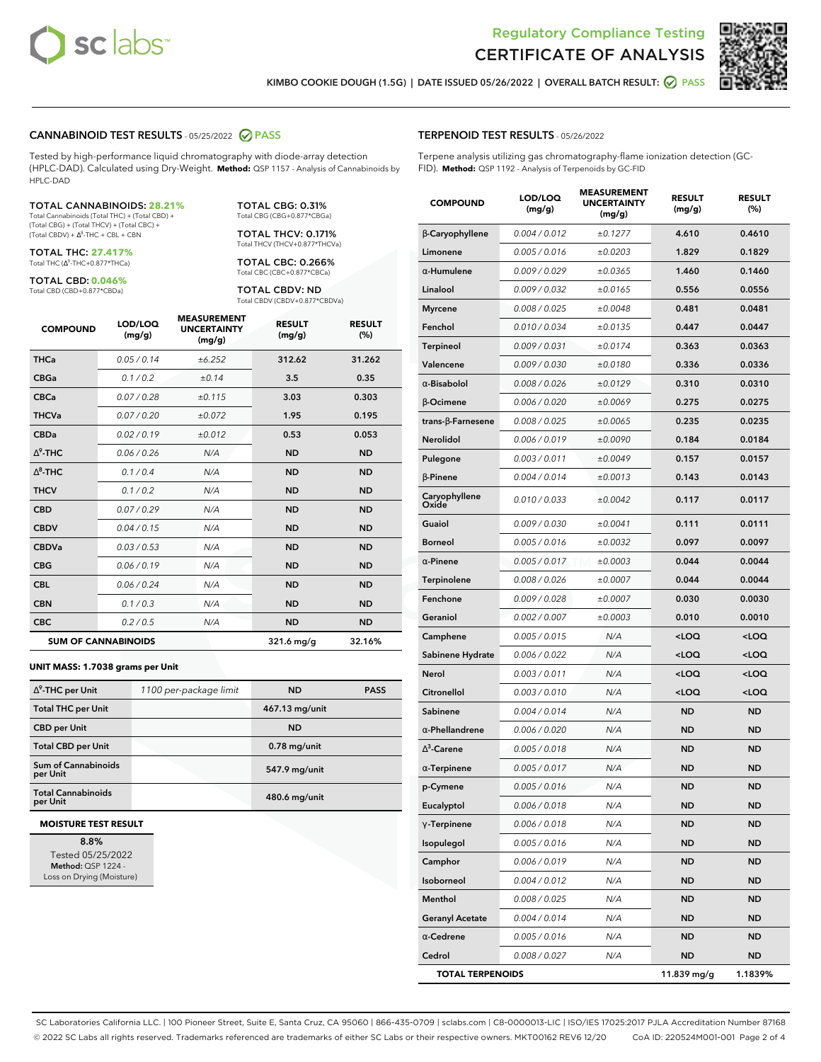Regulatory Compliance Testing
# CERTIFICATE OF ANALYSIS

KIMBO COOKIE DOUGH (1.5G) | DATE ISSUED 05/26/2022 | OVERALL BATCH RESULT: PASS

## CANNABINOID TEST RESULTS - 05/25/2022 PASS

Tested by high-performance liquid chromatography with diode-array detection (HPLC-DAD). Calculated using Dry-Weight. **Method:** QSP 1157 - Analysis of Cannabinoids by HPLC-DAD

**TOTAL CANNABINOIDS: 28.21%**
Total Cannabinoids (Total THC) + (Total CBD) + (Total CBG) + (Total THCV) + (Total CBC) + (Total CBDV) + $\Delta^8$-THC + CBL + CBN

**TOTAL THC: 27.417%**
Total THC ($\Delta^9$-THC+0.877*THCa)

**TOTAL CBD: 0.046%**
Total CBD (CBD+0.877*CBDa)

**TOTAL CBG: 0.31%**
Total CBG (CBG+0.877*CBGa)

**TOTAL THCV: 0.171%**
Total THCV (THCV+0.877*THCVa)

**TOTAL CBC: 0.266%**
Total CBC (CBC+0.877*CBCa)

**TOTAL CBDV: ND**
Total CBDV (CBDV+0.877*CBDVa)

| COMPOUND | LOD/LOQ (mg/g) | MEASUREMENT UNCERTAINTY (mg/g) | RESULT (mg/g) | RESULT (%) |
|---|---|---|---|---|
| THCa | 0.05 / 0.14 | ±6.252 | 312.62 | 31.262 |
| CBGa | 0.1 / 0.2 | ±0.14 | 3.5 | 0.35 |
| CBCa | 0.07 / 0.28 | ±0.115 | 3.03 | 0.303 |
| THCVa | 0.07 / 0.20 | ±0.072 | 1.95 | 0.195 |
| CBDa | 0.02 / 0.19 | ±0.012 | 0.53 | 0.053 |
| $\Delta^9$-THC | 0.06 / 0.26 | N/A | ND | ND |
| $\Delta^8$-THC | 0.1 / 0.4 | N/A | ND | ND |
| THCV | 0.1 / 0.2 | N/A | ND | ND |
| CBD | 0.07 / 0.29 | N/A | ND | ND |
| CBDV | 0.04 / 0.15 | N/A | ND | ND |
| CBDVa | 0.03 / 0.53 | N/A | ND | ND |
| CBG | 0.06 / 0.19 | N/A | ND | ND |
| CBL | 0.06 / 0.24 | N/A | ND | ND |
| CBN | 0.1 / 0.3 | N/A | ND | ND |
| CBC | 0.2 / 0.5 | N/A | ND | ND |
| **SUM OF CANNABINOIDS** | | | 321.6 mg/g | 32.16% |

**UNIT MASS: 1.7038 grams per Unit**

| | | | |
|---|---|---|---|
| $\Delta^9$-THC per Unit | 1100 per-package limit | ND | PASS |
| Total THC per Unit | | 467.13 mg/unit | |
| CBD per Unit | | ND | |
| Total CBD per Unit | | 0.78 mg/unit | |
| Sum of Cannabinoids per Unit | | 547.9 mg/unit | |
| Total Cannabinoids per Unit | | 480.6 mg/unit | |

**MOISTURE TEST RESULT**

8.8%
Tested 05/25/2022
**Method:** QSP 1224 - Loss on Drying (Moisture)

## TERPENOID TEST RESULTS - 05/26/2022

Terpene analysis utilizing gas chromatography-flame ionization detection (GC-FID). **Method:** QSP 1192 - Analysis of Terpenoids by GC-FID

| COMPOUND | LOD/LOQ (mg/g) | MEASUREMENT UNCERTAINTY (mg/g) | RESULT (mg/g) | RESULT (%) |
|---|---|---|---|---|
| β-Caryophyllene | 0.004 / 0.012 | ±0.1277 | 4.610 | 0.4610 |
| Limonene | 0.005 / 0.016 | ±0.0203 | 1.829 | 0.1829 |
| α-Humulene | 0.009 / 0.029 | ±0.0365 | 1.460 | 0.1460 |
| Linalool | 0.009 / 0.032 | ±0.0165 | 0.556 | 0.0556 |
| Myrcene | 0.008 / 0.025 | ±0.0048 | 0.481 | 0.0481 |
| Fenchol | 0.010 / 0.034 | ±0.0135 | 0.447 | 0.0447 |
| Terpineol | 0.009 / 0.031 | ±0.0174 | 0.363 | 0.0363 |
| Valencene | 0.009 / 0.030 | ±0.0180 | 0.336 | 0.0336 |
| α-Bisabolol | 0.008 / 0.026 | ±0.0129 | 0.310 | 0.0310 |
| β-Ocimene | 0.006 / 0.020 | ±0.0069 | 0.275 | 0.0275 |
| trans-β-Farnesene | 0.008 / 0.025 | ±0.0065 | 0.235 | 0.0235 |
| Nerolidol | 0.006 / 0.019 | ±0.0090 | 0.184 | 0.0184 |
| Pulegone | 0.003 / 0.011 | ±0.0049 | 0.157 | 0.0157 |
| β-Pinene | 0.004 / 0.014 | ±0.0013 | 0.143 | 0.0143 |
| Caryophyllene Oxide | 0.010 / 0.033 | ±0.0042 | 0.117 | 0.0117 |
| Guaiol | 0.009 / 0.030 | ±0.0041 | 0.111 | 0.0111 |
| Borneol | 0.005 / 0.016 | ±0.0032 | 0.097 | 0.0097 |
| α-Pinene | 0.005 / 0.017 | ±0.0003 | 0.044 | 0.0044 |
| Terpinolene | 0.008 / 0.026 | ±0.0007 | 0.044 | 0.0044 |
| Fenchone | 0.009 / 0.028 | ±0.0007 | 0.030 | 0.0030 |
| Geraniol | 0.002 / 0.007 | ±0.0003 | 0.010 | 0.0010 |
| Camphene | 0.005 / 0.015 | N/A | <LOQ | <LOQ |
| Sabinene Hydrate | 0.006 / 0.022 | N/A | <LOQ | <LOQ |
| Nerol | 0.003 / 0.011 | N/A | <LOQ | <LOQ |
| Citronellol | 0.003 / 0.010 | N/A | <LOQ | <LOQ |
| Sabinene | 0.004 / 0.014 | N/A | ND | ND |
| α-Phellandrene | 0.006 / 0.020 | N/A | ND | ND |
| $\Delta^3$-Carene | 0.005 / 0.018 | N/A | ND | ND |
| α-Terpinene | 0.005 / 0.017 | N/A | ND | ND |
| p-Cymene | 0.005 / 0.016 | N/A | ND | ND |
| Eucalyptol | 0.006 / 0.018 | N/A | ND | ND |
| γ-Terpinene | 0.006 / 0.018 | N/A | ND | ND |
| Isopulegol | 0.005 / 0.016 | N/A | ND | ND |
| Camphor | 0.006 / 0.019 | N/A | ND | ND |
| Isoborneol | 0.004 / 0.012 | N/A | ND | ND |
| Menthol | 0.008 / 0.025 | N/A | ND | ND |
| Geranyl Acetate | 0.004 / 0.014 | N/A | ND | ND |
| α-Cedrene | 0.005 / 0.016 | N/A | ND | ND |
| Cedrol | 0.008 / 0.027 | N/A | ND | ND |
| **TOTAL TERPENOIDS** | | | 11.839 mg/g | 1.1839% |

SC Laboratories California LLC. | 100 Pioneer Street, Suite E, Santa Cruz, CA 95060 | 866-435-0709 | sclabs.com | C8-0000013-LIC | ISO/IES 17025:2017 PJLA Accreditation Number 87168
© 2022 SC Labs all rights reserved. Trademarks referenced are trademarks of either SC Labs or their respective owners. MKT00162 REV6 12/20 CoA ID: 220524M001-001